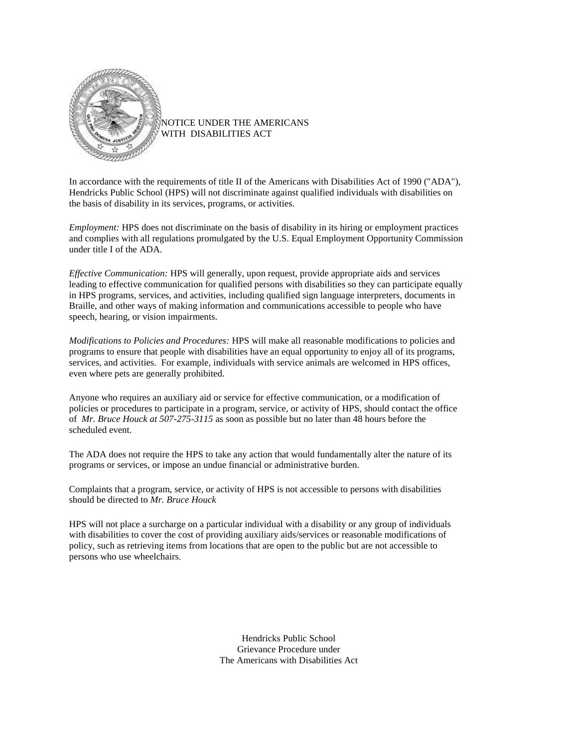# NOTICE UNDER THE AMERICANS WITH DISABILITIES ACT

In accordance with the requirements of title II of the Americans with Disabilities Act of 1990 ("ADA"), Hendricks Public School (HPS) will not discriminate against qualified individuals with disabilities on the basis of disability in its services, programs, or activities.

*Employment:* HPS does not discriminate on the basis of disability in its hiring or employment practices and complies with all regulations promulgated by the U.S. Equal Employment Opportunity Commission under title I of the ADA.

*Effective Communication:* HPS will generally, upon request, provide appropriate aids and services leading to effective communication for qualified persons with disabilities so they can participate equally in HPS programs, services, and activities, including qualified sign language interpreters, documents in Braille, and other ways of making information and communications accessible to people who have speech, hearing, or vision impairments.

*Modifications to Policies and Procedures:* HPS will make all reasonable modifications to policies and programs to ensure that people with disabilities have an equal opportunity to enjoy all of its programs, services, and activities. For example, individuals with service animals are welcomed in HPS offices, even where pets are generally prohibited.

Anyone who requires an auxiliary aid or service for effective communication, or a modification of policies or procedures to participate in a program, service, or activity of HPS, should contact the office of *Mr. Bruce Houck at 507-275-3115* as soon as possible but no later than 48 hours before the scheduled event.

The ADA does not require the HPS to take any action that would fundamentally alter the nature of its programs or services, or impose an undue financial or administrative burden.

Complaints that a program, service, or activity of HPS is not accessible to persons with disabilities should be directed to *Mr. Bruce Houck*

HPS will not place a surcharge on a particular individual with a disability or any group of individuals with disabilities to cover the cost of providing auxiliary aids/services or reasonable modifications of policy, such as retrieving items from locations that are open to the public but are not accessible to persons who use wheelchairs.

## Hendricks Public School
## Grievance Procedure under
## The Americans with Disabilities Act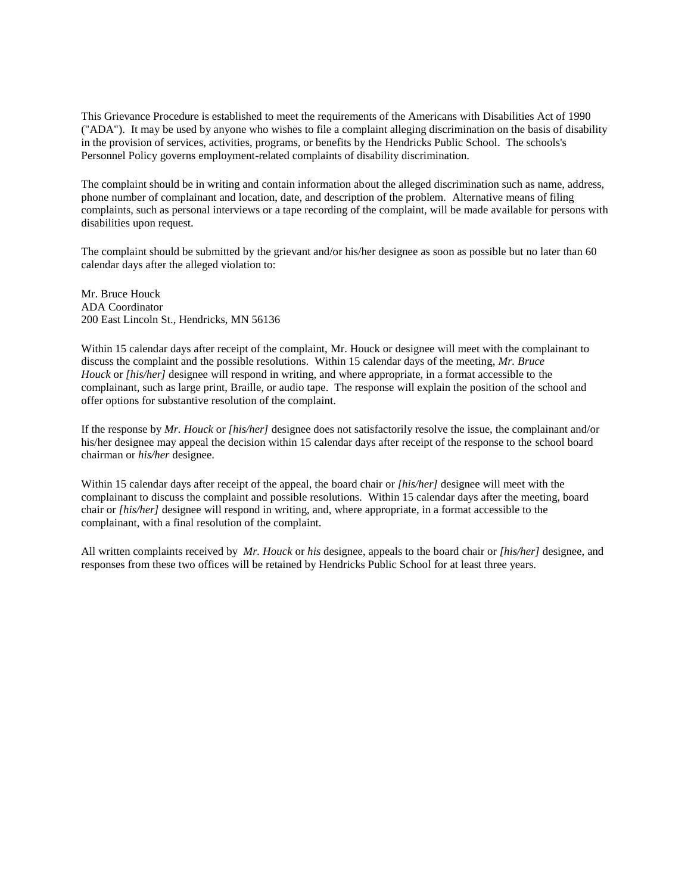This Grievance Procedure is established to meet the requirements of the Americans with Disabilities Act of 1990 ("ADA"). It may be used by anyone who wishes to file a complaint alleging discrimination on the basis of disability in the provision of services, activities, programs, or benefits by the Hendricks Public School. The schools's Personnel Policy governs employment-related complaints of disability discrimination.

The complaint should be in writing and contain information about the alleged discrimination such as name, address, phone number of complainant and location, date, and description of the problem. Alternative means of filing complaints, such as personal interviews or a tape recording of the complaint, will be made available for persons with disabilities upon request.

The complaint should be submitted by the grievant and/or his/her designee as soon as possible but no later than 60 calendar days after the alleged violation to:

Mr. Bruce Houck
ADA Coordinator
200 East Lincoln St., Hendricks, MN 56136

Within 15 calendar days after receipt of the complaint, Mr. Houck or designee will meet with the complainant to discuss the complaint and the possible resolutions. Within 15 calendar days of the meeting, *Mr. Bruce Houck* or *[his/her]* designee will respond in writing, and where appropriate, in a format accessible to the complainant, such as large print, Braille, or audio tape. The response will explain the position of the school and offer options for substantive resolution of the complaint.

If the response by *Mr. Houck* or *[his/her]* designee does not satisfactorily resolve the issue, the complainant and/or his/her designee may appeal the decision within 15 calendar days after receipt of the response to the school board chairman or *his/her* designee.

Within 15 calendar days after receipt of the appeal, the board chair or *[his/her]* designee will meet with the complainant to discuss the complaint and possible resolutions. Within 15 calendar days after the meeting, board chair or *[his/her]* designee will respond in writing, and, where appropriate, in a format accessible to the complainant, with a final resolution of the complaint.

All written complaints received by *Mr. Houck* or *his* designee, appeals to the board chair or *[his/her]* designee, and responses from these two offices will be retained by Hendricks Public School for at least three years.